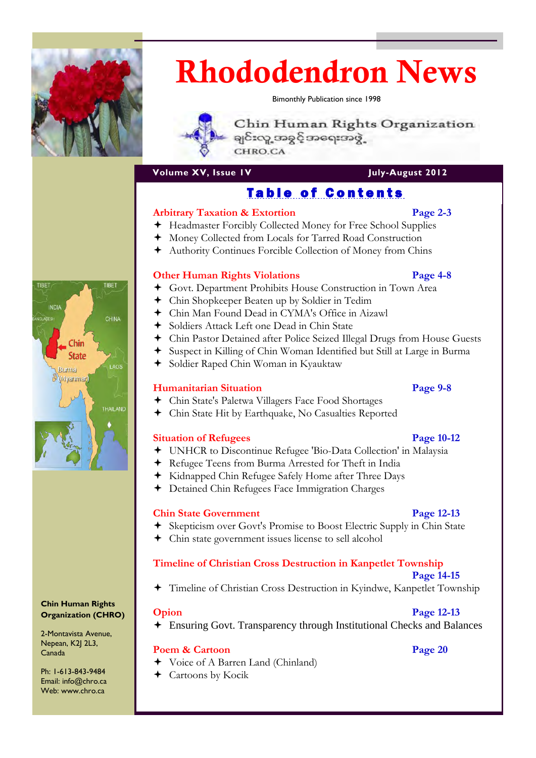# Rhododendron News

Bimonthly Publication since 1998

Chin Human Rights Organization
ချင်းလူ့အခွင့်အရေးအဖွဲ့
CHRO.CA

**Volume XV, Issue IV** **July-August 2012**

## Table of Contents

### Arbitrary Taxation & Extortion — Page 2-3

- Headmaster Forcibly Collected Money for Free School Supplies
- Money Collected from Locals for Tarred Road Construction
- Authority Continues Forcible Collection of Money from Chins

### Other Human Rights Violations — Page 4-8

- Govt. Department Prohibits House Construction in Town Area
- Chin Shopkeeper Beaten up by Soldier in Tedim
- Chin Man Found Dead in CYMA's Office in Aizawl
- Soldiers Attack Left one Dead in Chin State
- Chin Pastor Detained after Police Seized Illegal Drugs from House Guests
- Suspect in Killing of Chin Woman Identified but Still at Large in Burma
- Soldier Raped Chin Woman in Kyauktaw

### Humanitarian Situation — Page 9-8

- Chin State's Paletwa Villagers Face Food Shortages
- Chin State Hit by Earthquake, No Casualties Reported

### Situation of Refugees — Page 10-12

- UNHCR to Discontinue Refugee 'Bio-Data Collection' in Malaysia
- Refugee Teens from Burma Arrested for Theft in India
- Kidnapped Chin Refugee Safely Home after Three Days
- Detained Chin Refugees Face Immigration Charges

### Chin State Government — Page 12-13

- Skepticism over Govt's Promise to Boost Electric Supply in Chin State
- Chin state government issues license to sell alcohol

### Timeline of Christian Cross Destruction in Kanpetlet Township — Page 14-15

- Timeline of Christian Cross Destruction in Kyindwe, Kanpetlet Township

### Opion — Page 12-13

- Ensuring Govt. Transparency through Institutional Checks and Balances

### Poem & Cartoon — Page 20

- Voice of A Barren Land (Chinland)
- Cartoons by Kocik

TIBET TIBET INDIA BANGLADESH CHINA Chin State Burma (Myanmar) LAOS THAILAND

**Chin Human Rights Organization (CHRO)**

2-Montavista Avenue,
Nepean, K2J 2L3,
Canada

Ph: 1-613-843-9484
Email: info@chro.ca
Web: www.chro.ca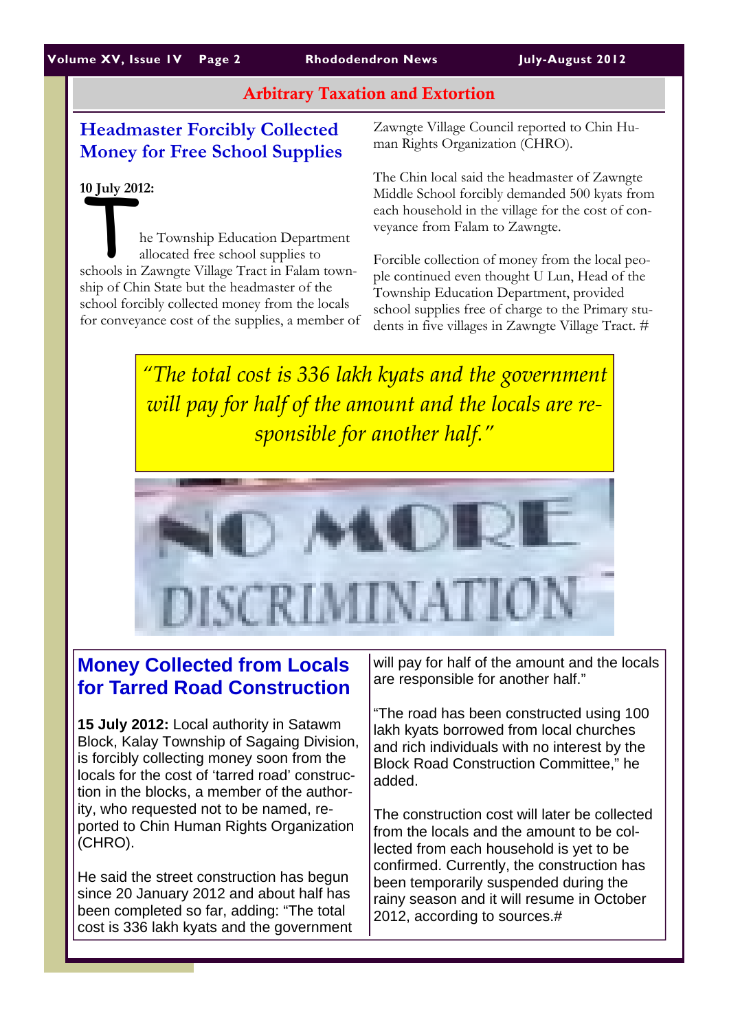## Arbitrary Taxation and Extortion

### Headmaster Forcibly Collected Money for Free School Supplies

**10 July 2012:**

The Township Education Department allocated free school supplies to schools in Zawngte Village Tract in Falam township of Chin State but the headmaster of the school forcibly collected money from the locals for conveyance cost of the supplies, a member of Zawngte Village Council reported to Chin Human Rights Organization (CHRO).

The Chin local said the headmaster of Zawngte Middle School forcibly demanded 500 kyats from each household in the village for the cost of conveyance from Falam to Zawngte.

Forcible collection of money from the local people continued even thought U Lun, Head of the Township Education Department, provided school supplies free of charge to the Primary students in five villages in Zawngte Village Tract. #

*"The total cost is 336 lakh kyats and the government will pay for half of the amount and the locals are responsible for another half."*

### Money Collected from Locals for Tarred Road Construction

**15 July 2012:** Local authority in Satawm Block, Kalay Township of Sagaing Division, is forcibly collecting money soon from the locals for the cost of 'tarred road' construction in the blocks, a member of the authority, who requested not to be named, reported to Chin Human Rights Organization (CHRO).

He said the street construction has begun since 20 January 2012 and about half has been completed so far, adding: "The total cost is 336 lakh kyats and the government will pay for half of the amount and the locals are responsible for another half."

"The road has been constructed using 100 lakh kyats borrowed from local churches and rich individuals with no interest by the Block Road Construction Committee," he added.

The construction cost will later be collected from the locals and the amount to be collected from each household is yet to be confirmed. Currently, the construction has been temporarily suspended during the rainy season and it will resume in October 2012, according to sources.#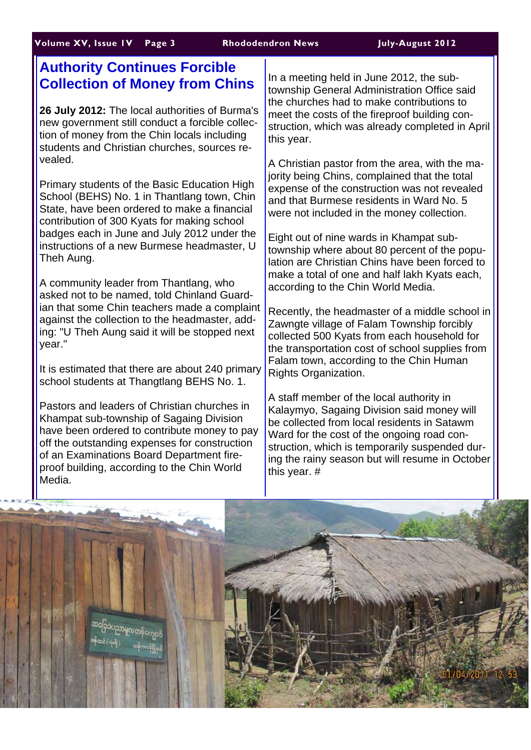# Authority Continues Forcible Collection of Money from Chins

**26 July 2012:** The local authorities of Burma's new government still conduct a forcible collection of money from the Chin locals including students and Christian churches, sources revealed.

Primary students of the Basic Education High School (BEHS) No. 1 in Thantlang town, Chin State, have been ordered to make a financial contribution of 300 Kyats for making school badges each in June and July 2012 under the instructions of a new Burmese headmaster, U Theh Aung.

A community leader from Thantlang, who asked not to be named, told Chinland Guardian that some Chin teachers made a complaint against the collection to the headmaster, adding: "U Theh Aung said it will be stopped next year."

It is estimated that there are about 240 primary school students at Thangtlang BEHS No. 1.

Pastors and leaders of Christian churches in Khampat sub-township of Sagaing Division have been ordered to contribute money to pay off the outstanding expenses for construction of an Examinations Board Department fireproof building, according to the Chin World Media.

In a meeting held in June 2012, the sub-township General Administration Office said the churches had to make contributions to meet the costs of the fireproof building construction, which was already completed in April this year.

A Christian pastor from the area, with the majority being Chins, complained that the total expense of the construction was not revealed and that Burmese residents in Ward No. 5 were not included in the money collection.

Eight out of nine wards in Khampat sub-township where about 80 percent of the population are Christian Chins have been forced to make a total of one and half lakh Kyats each, according to the Chin World Media.

Recently, the headmaster of a middle school in Zawngte village of Falam Township forcibly collected 500 Kyats from each household for the transportation cost of school supplies from Falam town, according to the Chin Human Rights Organization.

A staff member of the local authority in Kalaymyo, Sagaing Division said money will be collected from local residents in Satawm Ward for the cost of the ongoing road construction, which is temporarily suspended during the rainy season but will resume in October this year. #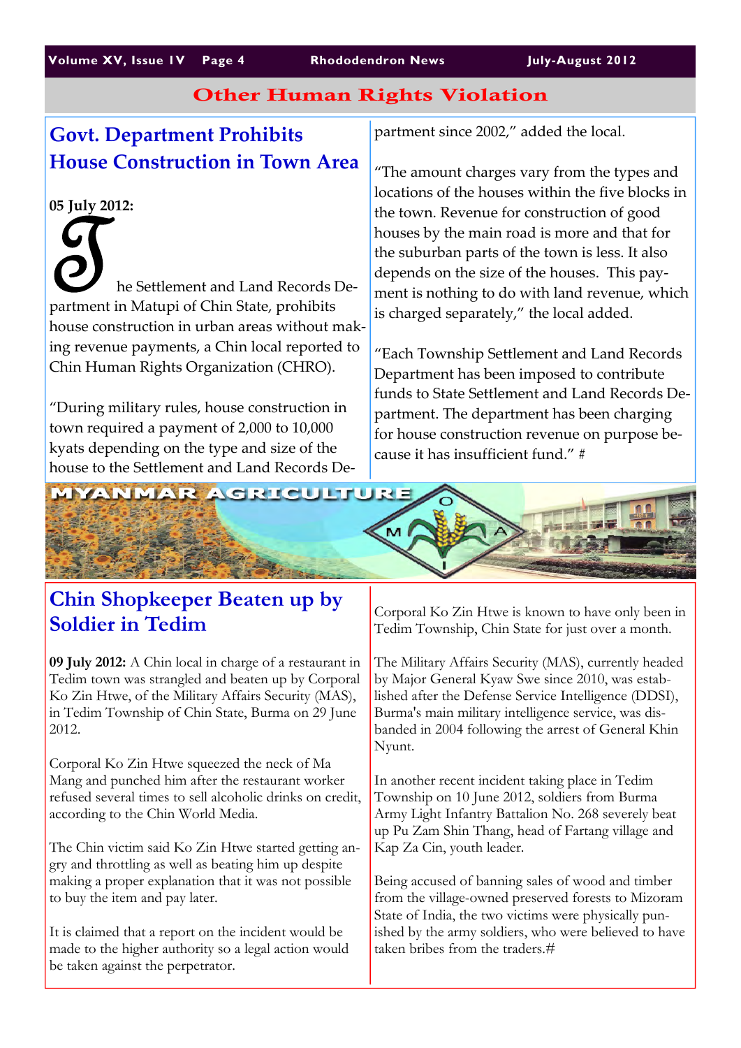# Other Human Rights Violation

## Govt. Department Prohibits House Construction in Town Area

**05 July 2012:**

The Settlement and Land Records Department in Matupi of Chin State, prohibits house construction in urban areas without making revenue payments, a Chin local reported to Chin Human Rights Organization (CHRO).

"During military rules, house construction in town required a payment of 2,000 to 10,000 kyats depending on the type and size of the house to the Settlement and Land Records Department since 2002," added the local.

"The amount charges vary from the types and locations of the houses within the five blocks in the town. Revenue for construction of good houses by the main road is more and that for the suburban parts of the town is less. It also depends on the size of the houses. This payment is nothing to do with land revenue, which is charged separately," the local added.

"Each Township Settlement and Land Records Department has been imposed to contribute funds to State Settlement and Land Records Department. The department has been charging for house construction revenue on purpose because it has insufficient fund." #

MYANMAR AGRICULTURE

## Chin Shopkeeper Beaten up by Soldier in Tedim

**09 July 2012:** A Chin local in charge of a restaurant in Tedim town was strangled and beaten up by Corporal Ko Zin Htwe, of the Military Affairs Security (MAS), in Tedim Township of Chin State, Burma on 29 June 2012.

Corporal Ko Zin Htwe squeezed the neck of Ma Mang and punched him after the restaurant worker refused several times to sell alcoholic drinks on credit, according to the Chin World Media.

The Chin victim said Ko Zin Htwe started getting angry and throttling as well as beating him up despite making a proper explanation that it was not possible to buy the item and pay later.

It is claimed that a report on the incident would be made to the higher authority so a legal action would be taken against the perpetrator.

Corporal Ko Zin Htwe is known to have only been in Tedim Township, Chin State for just over a month.

The Military Affairs Security (MAS), currently headed by Major General Kyaw Swe since 2010, was established after the Defense Service Intelligence (DDSI), Burma's main military intelligence service, was disbanded in 2004 following the arrest of General Khin Nyunt.

In another recent incident taking place in Tedim Township on 10 June 2012, soldiers from Burma Army Light Infantry Battalion No. 268 severely beat up Pu Zam Shin Thang, head of Fartang village and Kap Za Cin, youth leader.

Being accused of banning sales of wood and timber from the village-owned preserved forests to Mizoram State of India, the two victims were physically punished by the army soldiers, who were believed to have taken bribes from the traders.#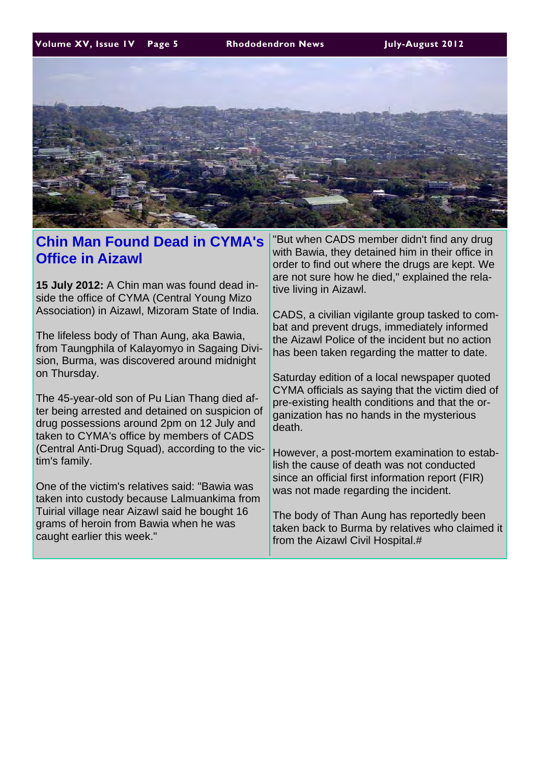## Chin Man Found Dead in CYMA's Office in Aizawl

**15 July 2012:** A Chin man was found dead inside the office of CYMA (Central Young Mizo Association) in Aizawl, Mizoram State of India.

The lifeless body of Than Aung, aka Bawia, from Taungphila of Kalayomyo in Sagaing Division, Burma, was discovered around midnight on Thursday.

The 45-year-old son of Pu Lian Thang died after being arrested and detained on suspicion of drug possessions around 2pm on 12 July and taken to CYMA's office by members of CADS (Central Anti-Drug Squad), according to the victim's family.

One of the victim's relatives said: "Bawia was taken into custody because Lalmuankima from Tuirial village near Aizawl said he bought 16 grams of heroin from Bawia when he was caught earlier this week."

"But when CADS member didn't find any drug with Bawia, they detained him in their office in order to find out where the drugs are kept. We are not sure how he died," explained the relative living in Aizawl.

CADS, a civilian vigilante group tasked to combat and prevent drugs, immediately informed the Aizawl Police of the incident but no action has been taken regarding the matter to date.

Saturday edition of a local newspaper quoted CYMA officials as saying that the victim died of pre-existing health conditions and that the organization has no hands in the mysterious death.

However, a post-mortem examination to establish the cause of death was not conducted since an official first information report (FIR) was not made regarding the incident.

The body of Than Aung has reportedly been taken back to Burma by relatives who claimed it from the Aizawl Civil Hospital.#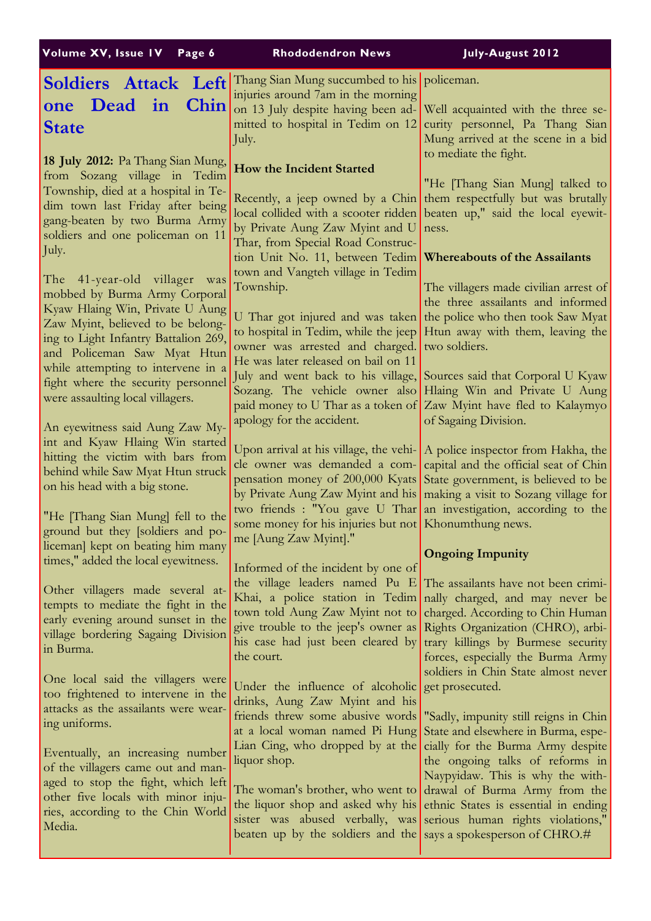# Soldiers Attack Left one Dead in Chin State

**18 July 2012:** Pa Thang Sian Mung, from Sozang village in Tedim Township, died at a hospital in Tedim town last Friday after being gang-beaten by two Burma Army soldiers and one policeman on 11 July.

The 41-year-old villager was mobbed by Burma Army Corporal Kyaw Hlaing Win, Private U Aung Zaw Myint, believed to be belonging to Light Infantry Battalion 269, and Policeman Saw Myat Htun while attempting to intervene in a fight where the security personnel were assaulting local villagers.

An eyewitness said Aung Zaw Myint and Kyaw Hlaing Win started hitting the victim with bars from behind while Saw Myat Htun struck on his head with a big stone.

"He [Thang Sian Mung] fell to the ground but they [soldiers and policeman] kept on beating him many times," added the local eyewitness.

Other villagers made several attempts to mediate the fight in the early evening around sunset in the village bordering Sagaing Division in Burma.

One local said the villagers were too frightened to intervene in the attacks as the assailants were wearing uniforms.

Eventually, an increasing number of the villagers came out and managed to stop the fight, which left other five locals with minor injuries, according to the Chin World Media.

Thang Sian Mung succumbed to his injuries around 7am in the morning on 13 July despite having been admitted to hospital in Tedim on 12 July.

### How the Incident Started

Recently, a jeep owned by a Chin local collided with a scooter ridden by Private Aung Zaw Myint and U Thar, from Special Road Construction Unit No. 11, between Tedim town and Vangteh village in Tedim Township.

U Thar got injured and was taken to hospital in Tedim, while the jeep owner was arrested and charged. He was later released on bail on 11 July and went back to his village, Sozang. The vehicle owner also paid money to U Thar as a token of apology for the accident.

Upon arrival at his village, the vehicle owner was demanded a compensation money of 200,000 Kyats by Private Aung Zaw Myint and his two friends : "You gave U Thar some money for his injuries but not me [Aung Zaw Myint]."

Informed of the incident by one of the village leaders named Pu E Khai, a police station in Tedim town told Aung Zaw Myint not to give trouble to the jeep's owner as his case had just been cleared by the court.

Under the influence of alcoholic drinks, Aung Zaw Myint and his friends threw some abusive words at a local woman named Pi Hung Lian Cing, who dropped by at the liquor shop.

The woman's brother, who went to the liquor shop and asked why his sister was abused verbally, was beaten up by the soldiers and the policeman.

Well acquainted with the three security personnel, Pa Thang Sian Mung arrived at the scene in a bid to mediate the fight.

"He [Thang Sian Mung] talked to them respectfully but was brutally beaten up," said the local eyewitness.

### Whereabouts of the Assailants

The villagers made civilian arrest of the three assailants and informed the police who then took Saw Myat Htun away with them, leaving the two soldiers.

Sources said that Corporal U Kyaw Hlaing Win and Private U Aung Zaw Myint have fled to Kalaymyo of Sagaing Division.

A police inspector from Hakha, the capital and the official seat of Chin State government, is believed to be making a visit to Sozang village for an investigation, according to the Khonumthung news.

### Ongoing Impunity

The assailants have not been criminally charged, and may never be charged. According to Chin Human Rights Organization (CHRO), arbitrary killings by Burmese security forces, especially the Burma Army soldiers in Chin State almost never get prosecuted.

"Sadly, impunity still reigns in Chin State and elsewhere in Burma, especially for the Burma Army despite the ongoing talks of reforms in Naypyidaw. This is why the withdrawal of Burma Army from the ethnic States is essential in ending serious human rights violations," says a spokesperson of CHRO.#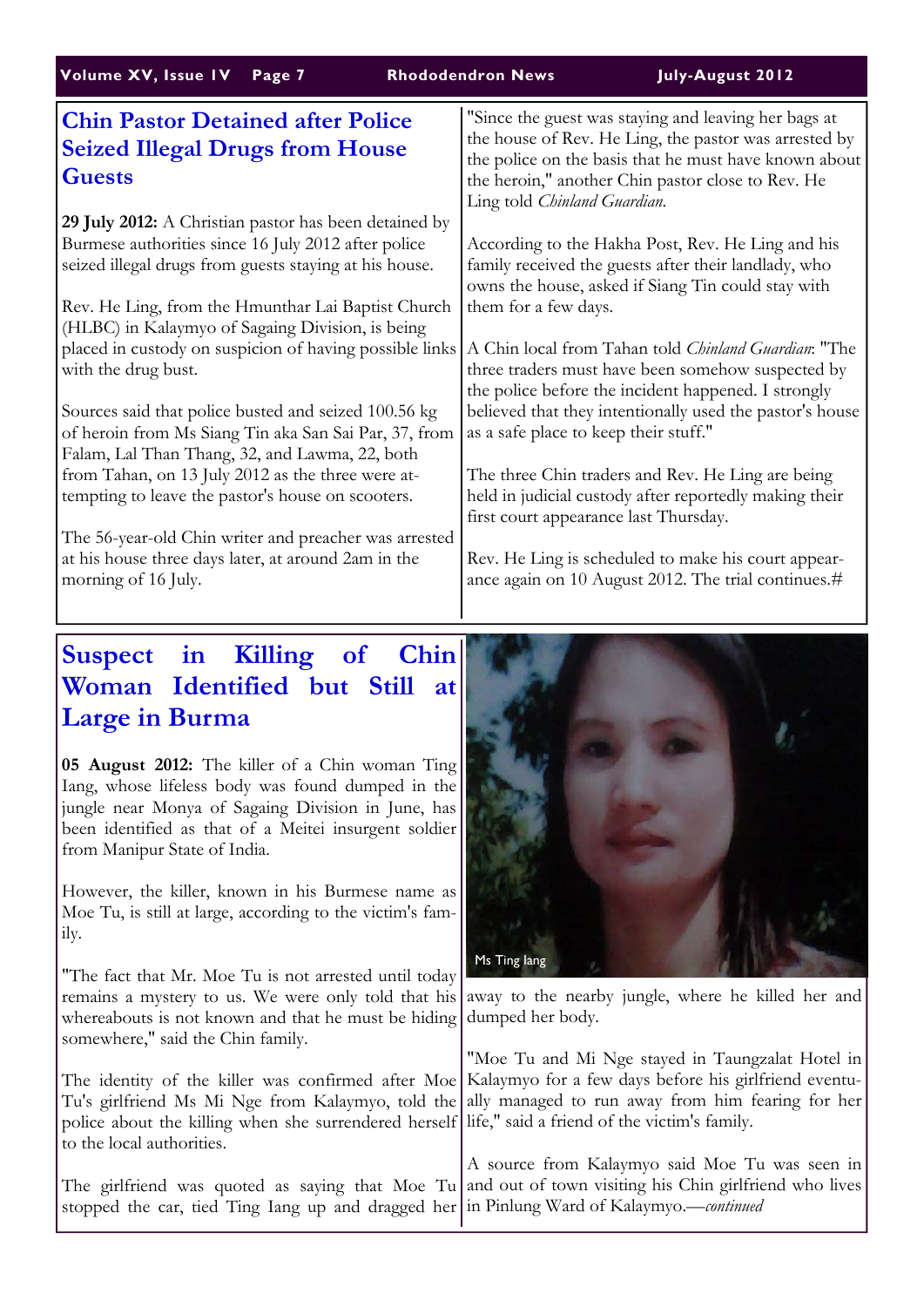## Chin Pastor Detained after Police Seized Illegal Drugs from House Guests

**29 July 2012:** A Christian pastor has been detained by Burmese authorities since 16 July 2012 after police seized illegal drugs from guests staying at his house.

Rev. He Ling, from the Hmunthar Lai Baptist Church (HLBC) in Kalaymyo of Sagaing Division, is being placed in custody on suspicion of having possible links with the drug bust.

Sources said that police busted and seized 100.56 kg of heroin from Ms Siang Tin aka San Sai Par, 37, from Falam, Lal Than Thang, 32, and Lawma, 22, both from Tahan, on 13 July 2012 as the three were attempting to leave the pastor's house on scooters.

The 56-year-old Chin writer and preacher was arrested at his house three days later, at around 2am in the morning of 16 July.

"Since the guest was staying and leaving her bags at the house of Rev. He Ling, the pastor was arrested by the police on the basis that he must have known about the heroin," another Chin pastor close to Rev. He Ling told *Chinland Guardian*.

According to the Hakha Post, Rev. He Ling and his family received the guests after their landlady, who owns the house, asked if Siang Tin could stay with them for a few days.

A Chin local from Tahan told *Chinland Guardian*: "The three traders must have been somehow suspected by the police before the incident happened. I strongly believed that they intentionally used the pastor's house as a safe place to keep their stuff."

The three Chin traders and Rev. He Ling are being held in judicial custody after reportedly making their first court appearance last Thursday.

Rev. He Ling is scheduled to make his court appearance again on 10 August 2012. The trial continues.#

## Suspect in Killing of Chin Woman Identified but Still at Large in Burma

**05 August 2012:** The killer of a Chin woman Ting Iang, whose lifeless body was found dumped in the jungle near Monya of Sagaing Division in June, has been identified as that of a Meitei insurgent soldier from Manipur State of India.

However, the killer, known in his Burmese name as Moe Tu, is still at large, according to the victim's family.

"The fact that Mr. Moe Tu is not arrested until today remains a mystery to us. We were only told that his whereabouts is not known and that he must be hiding somewhere," said the Chin family.

The identity of the killer was confirmed after Moe Tu's girlfriend Ms Mi Nge from Kalaymyo, told the police about the killing when she surrendered herself to the local authorities.

The girlfriend was quoted as saying that Moe Tu stopped the car, tied Ting Iang up and dragged her away to the nearby jungle, where he killed her and dumped her body.

Ms Ting Iang

"Moe Tu and Mi Nge stayed in Taungzalat Hotel in Kalaymyo for a few days before his girlfriend eventually managed to run away from him fearing for her life," said a friend of the victim's family.

A source from Kalaymyo said Moe Tu was seen in and out of town visiting his Chin girlfriend who lives in Pinlung Ward of Kalaymyo.—*continued*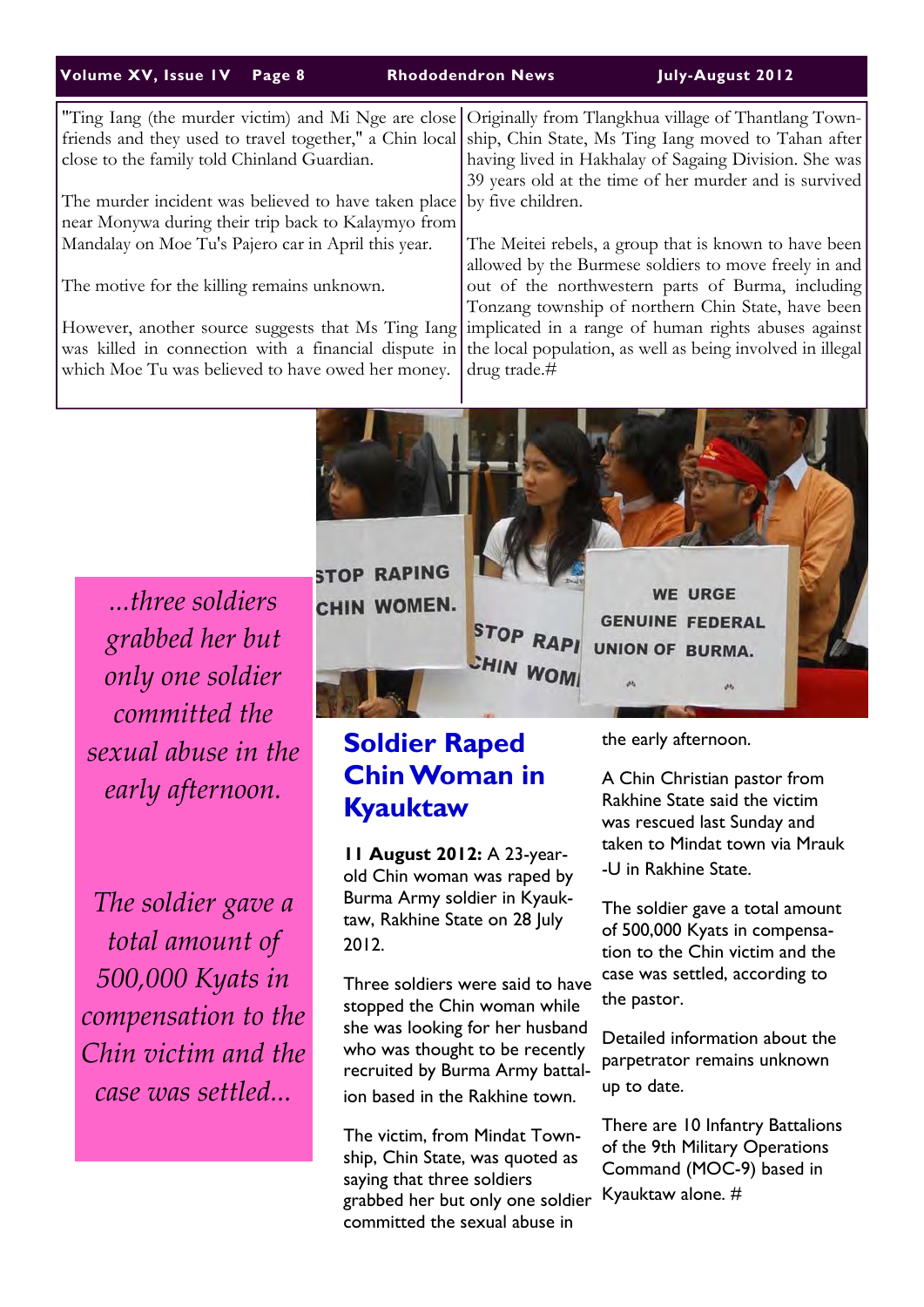"Ting Iang (the murder victim) and Mi Nge are close friends and they used to travel together," a Chin local close to the family told Chinland Guardian.

The murder incident was believed to have taken place near Monywa during their trip back to Kalaymyo from Mandalay on Moe Tu's Pajero car in April this year.

The motive for the killing remains unknown.

However, another source suggests that Ms Ting Iang was killed in connection with a financial dispute in which Moe Tu was believed to have owed her money.

Originally from Tlangkhua village of Thantlang Township, Chin State, Ms Ting Iang moved to Tahan after having lived in Hakhalay of Sagaing Division. She was 39 years old at the time of her murder and is survived by five children.

The Meitei rebels, a group that is known to have been allowed by the Burmese soldiers to move freely in and out of the northwestern parts of Burma, including Tonzang township of northern Chin State, have been implicated in a range of human rights abuses against the local population, as well as being involved in illegal drug trade.#

*...three soldiers grabbed her but only one soldier committed the sexual abuse in the early afternoon.*

*The soldier gave a total amount of 500,000 Kyats in compensation to the Chin victim and the case was settled...*

## Soldier Raped Chin Woman in Kyauktaw

**11 August 2012:** A 23-year-old Chin woman was raped by Burma Army soldier in Kyauktaw, Rakhine State on 28 July 2012.

Three soldiers were said to have stopped the Chin woman while she was looking for her husband who was thought to be recently recruited by Burma Army battalion based in the Rakhine town.

The victim, from Mindat Township, Chin State, was quoted as saying that three soldiers grabbed her but only one soldier committed the sexual abuse in the early afternoon.

A Chin Christian pastor from Rakhine State said the victim was rescued last Sunday and taken to Mindat town via Mrauk-U in Rakhine State.

The soldier gave a total amount of 500,000 Kyats in compensation to the Chin victim and the case was settled, according to the pastor.

Detailed information about the parpetrator remains unknown up to date.

There are 10 Infantry Battalions of the 9th Military Operations Command (MOC-9) based in Kyauktaw alone. #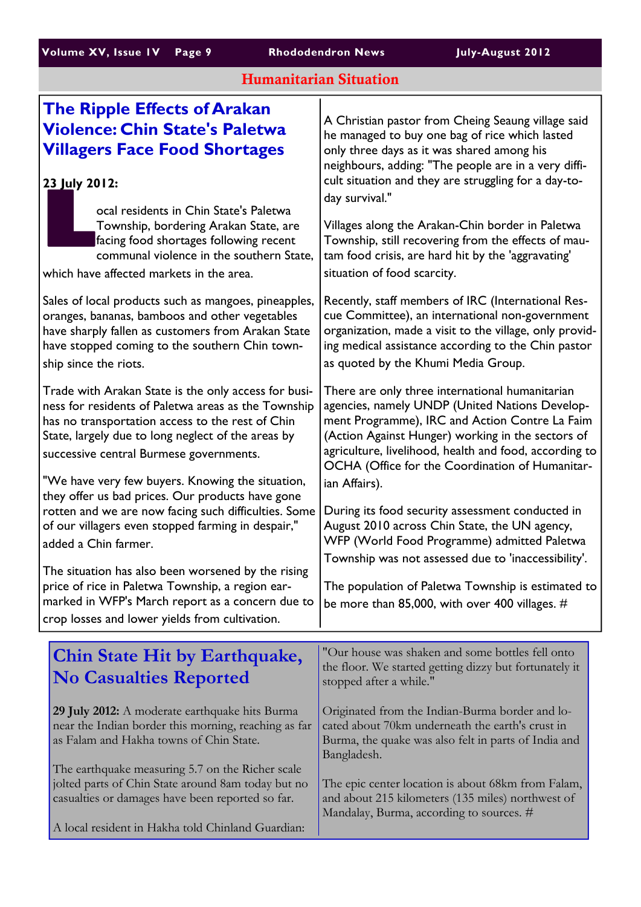## Humanitarian Situation

### The Ripple Effects of Arakan Violence: Chin State's Paletwa Villagers Face Food Shortages

**23 July 2012:**

Local residents in Chin State's Paletwa Township, bordering Arakan State, are facing food shortages following recent communal violence in the southern State, which have affected markets in the area.

Sales of local products such as mangoes, pineapples, oranges, bananas, bamboos and other vegetables have sharply fallen as customers from Arakan State have stopped coming to the southern Chin township since the riots.

Trade with Arakan State is the only access for business for residents of Paletwa areas as the Township has no transportation access to the rest of Chin State, largely due to long neglect of the areas by successive central Burmese governments.

"We have very few buyers. Knowing the situation, they offer us bad prices. Our products have gone rotten and we are now facing such difficulties. Some of our villagers even stopped farming in despair," added a Chin farmer.

The situation has also been worsened by the rising price of rice in Paletwa Township, a region earmarked in WFP's March report as a concern due to crop losses and lower yields from cultivation.

A Christian pastor from Cheing Seaung village said he managed to buy one bag of rice which lasted only three days as it was shared among his neighbours, adding: "The people are in a very difficult situation and they are struggling for a day-to-day survival."

Villages along the Arakan-Chin border in Paletwa Township, still recovering from the effects of mautam food crisis, are hard hit by the 'aggravating' situation of food scarcity.

Recently, staff members of IRC (International Rescue Committee), an international non-government organization, made a visit to the village, only providing medical assistance according to the Chin pastor as quoted by the Khumi Media Group.

There are only three international humanitarian agencies, namely UNDP (United Nations Development Programme), IRC and Action Contre La Faim (Action Against Hunger) working in the sectors of agriculture, livelihood, health and food, according to OCHA (Office for the Coordination of Humanitarian Affairs).

During its food security assessment conducted in August 2010 across Chin State, the UN agency, WFP (World Food Programme) admitted Paletwa Township was not assessed due to 'inaccessibility'.

The population of Paletwa Township is estimated to be more than 85,000, with over 400 villages. #

### Chin State Hit by Earthquake, No Casualties Reported

**29 July 2012:** A moderate earthquake hits Burma near the Indian border this morning, reaching as far as Falam and Hakha towns of Chin State.

The earthquake measuring 5.7 on the Richer scale jolted parts of Chin State around 8am today but no casualties or damages have been reported so far.

A local resident in Hakha told Chinland Guardian: "Our house was shaken and some bottles fell onto the floor. We started getting dizzy but fortunately it stopped after a while."

Originated from the Indian-Burma border and located about 70km underneath the earth's crust in Burma, the quake was also felt in parts of India and Bangladesh.

The epic center location is about 68km from Falam, and about 215 kilometers (135 miles) northwest of Mandalay, Burma, according to sources. #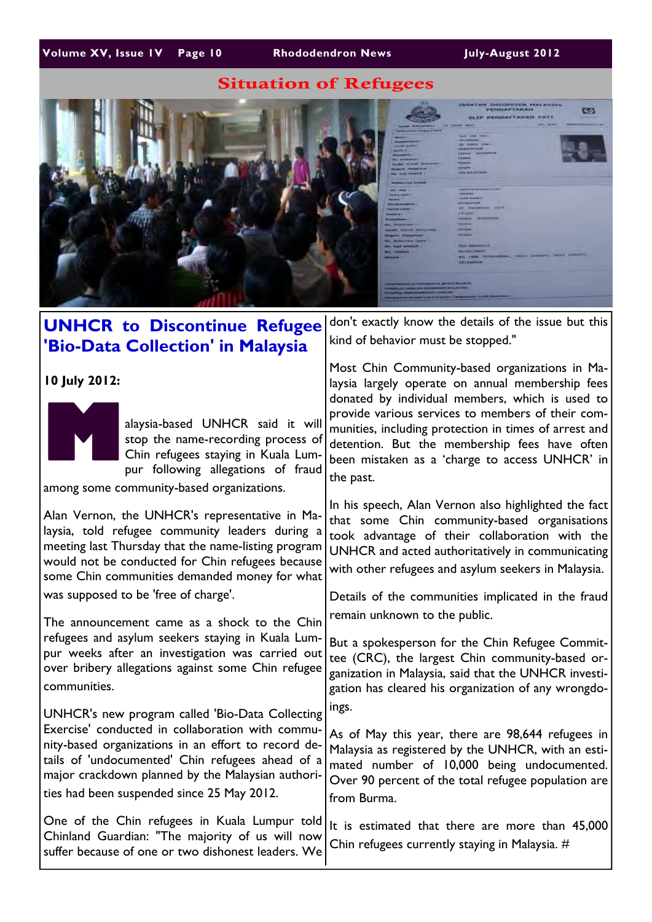## Situation of Refugees

# UNHCR to Discontinue Refugee 'Bio-Data Collection' in Malaysia

**10 July 2012:**

Malaysia-based UNHCR said it will stop the name-recording process of Chin refugees staying in Kuala Lumpur following allegations of fraud among some community-based organizations.

Alan Vernon, the UNHCR's representative in Malaysia, told refugee community leaders during a meeting last Thursday that the name-listing program would not be conducted for Chin refugees because some Chin communities demanded money for what was supposed to be 'free of charge'.

The announcement came as a shock to the Chin refugees and asylum seekers staying in Kuala Lumpur weeks after an investigation was carried out over bribery allegations against some Chin refugee communities.

UNHCR's new program called 'Bio-Data Collecting Exercise' conducted in collaboration with community-based organizations in an effort to record details of 'undocumented' Chin refugees ahead of a major crackdown planned by the Malaysian authorities had been suspended since 25 May 2012.

One of the Chin refugees in Kuala Lumpur told Chinland Guardian: "The majority of us will now suffer because of one or two dishonest leaders. We don't exactly know the details of the issue but this kind of behavior must be stopped."

Most Chin Community-based organizations in Malaysia largely operate on annual membership fees donated by individual members, which is used to provide various services to members of their communities, including protection in times of arrest and detention. But the membership fees have often been mistaken as a 'charge to access UNHCR' in the past.

In his speech, Alan Vernon also highlighted the fact that some Chin community-based organisations took advantage of their collaboration with the UNHCR and acted authoritatively in communicating with other refugees and asylum seekers in Malaysia.

Details of the communities implicated in the fraud remain unknown to the public.

But a spokesperson for the Chin Refugee Committee (CRC), the largest Chin community-based organization in Malaysia, said that the UNHCR investigation has cleared his organization of any wrongdoings.

As of May this year, there are 98,644 refugees in Malaysia as registered by the UNHCR, with an estimated number of 10,000 being undocumented. Over 90 percent of the total refugee population are from Burma.

It is estimated that there are more than 45,000 Chin refugees currently staying in Malaysia. #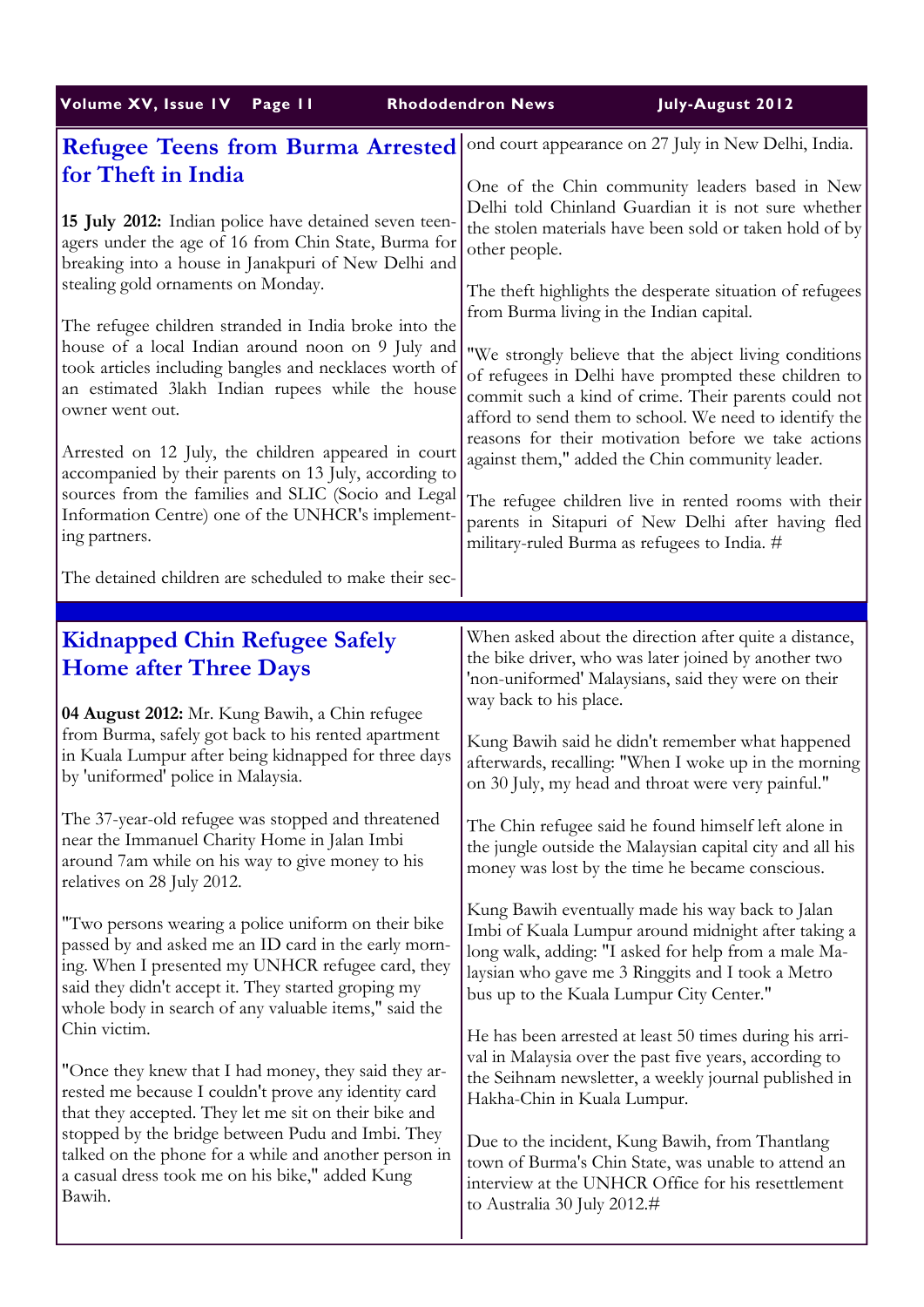## Refugee Teens from Burma Arrested for Theft in India

**15 July 2012:** Indian police have detained seven teenagers under the age of 16 from Chin State, Burma for breaking into a house in Janakpuri of New Delhi and stealing gold ornaments on Monday.

The refugee children stranded in India broke into the house of a local Indian around noon on 9 July and took articles including bangles and necklaces worth of an estimated 3lakh Indian rupees while the house owner went out.

Arrested on 12 July, the children appeared in court accompanied by their parents on 13 July, according to sources from the families and SLIC (Socio and Legal Information Centre) one of the UNHCR's implementing partners.

The detained children are scheduled to make their second court appearance on 27 July in New Delhi, India.

One of the Chin community leaders based in New Delhi told Chinland Guardian it is not sure whether the stolen materials have been sold or taken hold of by other people.

The theft highlights the desperate situation of refugees from Burma living in the Indian capital.

"We strongly believe that the abject living conditions of refugees in Delhi have prompted these children to commit such a kind of crime. Their parents could not afford to send them to school. We need to identify the reasons for their motivation before we take actions against them," added the Chin community leader.

The refugee children live in rented rooms with their parents in Sitapuri of New Delhi after having fled military-ruled Burma as refugees to India. #

## Kidnapped Chin Refugee Safely Home after Three Days

**04 August 2012:** Mr. Kung Bawih, a Chin refugee from Burma, safely got back to his rented apartment in Kuala Lumpur after being kidnapped for three days by 'uniformed' police in Malaysia.

The 37-year-old refugee was stopped and threatened near the Immanuel Charity Home in Jalan Imbi around 7am while on his way to give money to his relatives on 28 July 2012.

"Two persons wearing a police uniform on their bike passed by and asked me an ID card in the early morning. When I presented my UNHCR refugee card, they said they didn't accept it. They started groping my whole body in search of any valuable items," said the Chin victim.

"Once they knew that I had money, they said they arrested me because I couldn't prove any identity card that they accepted. They let me sit on their bike and stopped by the bridge between Pudu and Imbi. They talked on the phone for a while and another person in a casual dress took me on his bike," added Kung Bawih.

When asked about the direction after quite a distance, the bike driver, who was later joined by another two 'non-uniformed' Malaysians, said they were on their way back to his place.

Kung Bawih said he didn't remember what happened afterwards, recalling: "When I woke up in the morning on 30 July, my head and throat were very painful."

The Chin refugee said he found himself left alone in the jungle outside the Malaysian capital city and all his money was lost by the time he became conscious.

Kung Bawih eventually made his way back to Jalan Imbi of Kuala Lumpur around midnight after taking a long walk, adding: "I asked for help from a male Malaysian who gave me 3 Ringgits and I took a Metro bus up to the Kuala Lumpur City Center."

He has been arrested at least 50 times during his arrival in Malaysia over the past five years, according to the Seihnam newsletter, a weekly journal published in Hakha-Chin in Kuala Lumpur.

Due to the incident, Kung Bawih, from Thantlang town of Burma's Chin State, was unable to attend an interview at the UNHCR Office for his resettlement to Australia 30 July 2012.#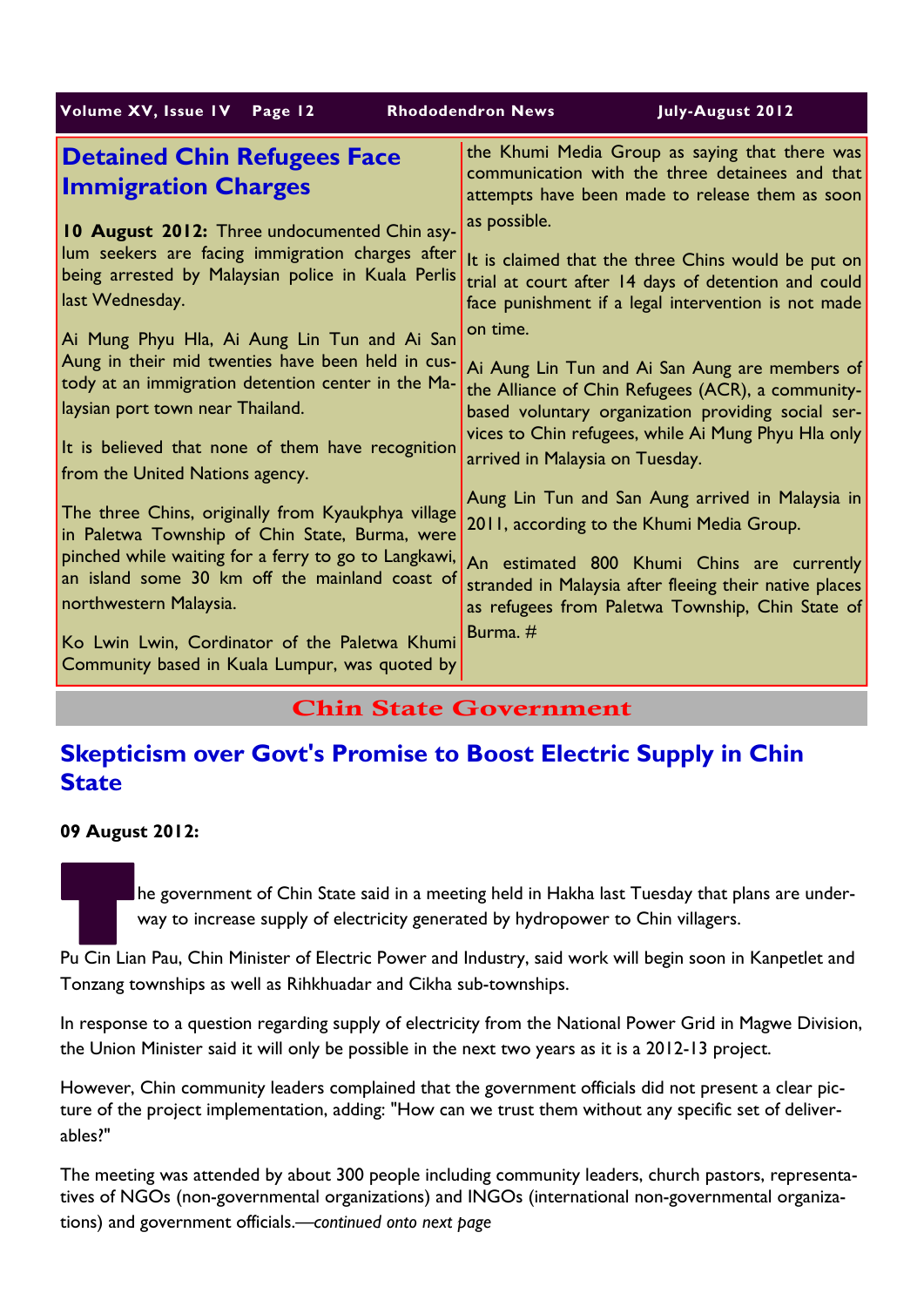## Detained Chin Refugees Face Immigration Charges

**10 August 2012:** Three undocumented Chin asylum seekers are facing immigration charges after being arrested by Malaysian police in Kuala Perlis last Wednesday.

Ai Mung Phyu Hla, Ai Aung Lin Tun and Ai San Aung in their mid twenties have been held in custody at an immigration detention center in the Malaysian port town near Thailand.

It is believed that none of them have recognition from the United Nations agency.

The three Chins, originally from Kyaukphya village in Paletwa Township of Chin State, Burma, were pinched while waiting for a ferry to go to Langkawi, an island some 30 km off the mainland coast of northwestern Malaysia.

Ko Lwin Lwin, Cordinator of the Paletwa Khumi Community based in Kuala Lumpur, was quoted by the Khumi Media Group as saying that there was communication with the three detainees and that attempts have been made to release them as soon as possible.

It is claimed that the three Chins would be put on trial at court after 14 days of detention and could face punishment if a legal intervention is not made on time.

Ai Aung Lin Tun and Ai San Aung are members of the Alliance of Chin Refugees (ACR), a community-based voluntary organization providing social services to Chin refugees, while Ai Mung Phyu Hla only arrived in Malaysia on Tuesday.

Aung Lin Tun and San Aung arrived in Malaysia in 2011, according to the Khumi Media Group.

An estimated 800 Khumi Chins are currently stranded in Malaysia after fleeing their native places as refugees from Paletwa Township, Chin State of Burma. #

# Chin State Government

## Skepticism over Govt's Promise to Boost Electric Supply in Chin State

**09 August 2012:**

The government of Chin State said in a meeting held in Hakha last Tuesday that plans are underway to increase supply of electricity generated by hydropower to Chin villagers.

Pu Cin Lian Pau, Chin Minister of Electric Power and Industry, said work will begin soon in Kanpetlet and Tonzang townships as well as Rihkhuadar and Cikha sub-townships.

In response to a question regarding supply of electricity from the National Power Grid in Magwe Division, the Union Minister said it will only be possible in the next two years as it is a 2012-13 project.

However, Chin community leaders complained that the government officials did not present a clear picture of the project implementation, adding: "How can we trust them without any specific set of deliverables?"

The meeting was attended by about 300 people including community leaders, church pastors, representatives of NGOs (non-governmental organizations) and INGOs (international non-governmental organizations) and government officials.*—continued onto next page*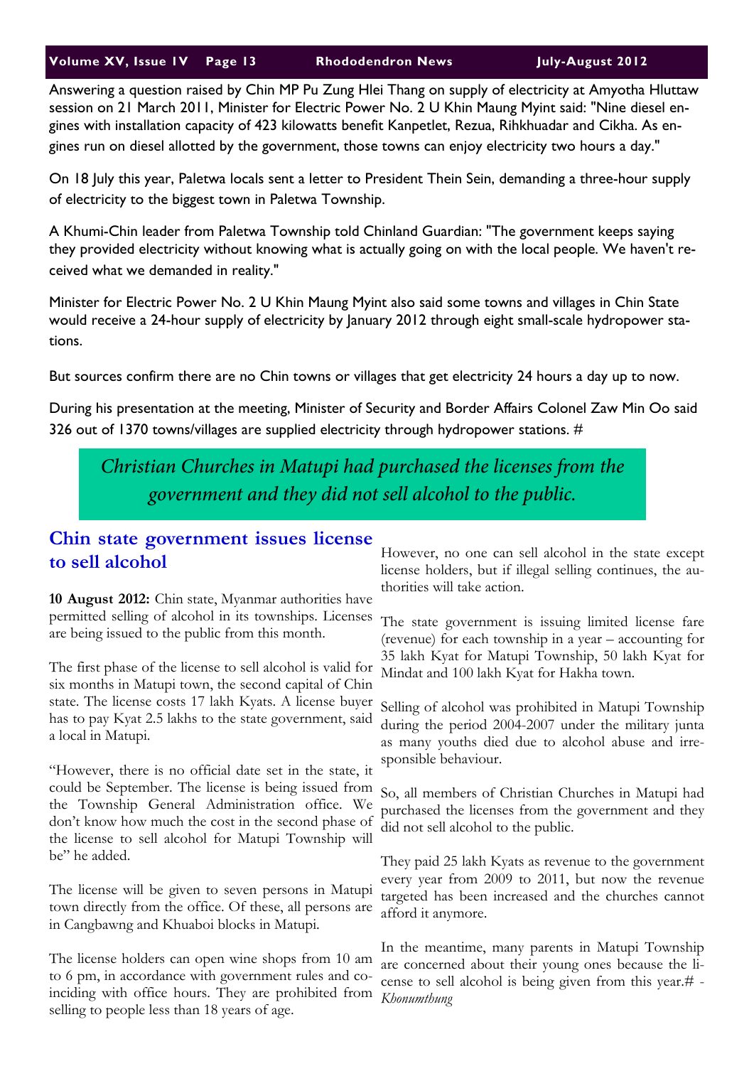Answering a question raised by Chin MP Pu Zung Hlei Thang on supply of electricity at Amyotha Hluttaw session on 21 March 2011, Minister for Electric Power No. 2 U Khin Maung Myint said: "Nine diesel engines with installation capacity of 423 kilowatts benefit Kanpetlet, Rezua, Rihkhuadar and Cikha. As engines run on diesel allotted by the government, those towns can enjoy electricity two hours a day."

On 18 July this year, Paletwa locals sent a letter to President Thein Sein, demanding a three-hour supply of electricity to the biggest town in Paletwa Township.

A Khumi-Chin leader from Paletwa Township told Chinland Guardian: "The government keeps saying they provided electricity without knowing what is actually going on with the local people. We haven't received what we demanded in reality."

Minister for Electric Power No. 2 U Khin Maung Myint also said some towns and villages in Chin State would receive a 24-hour supply of electricity by January 2012 through eight small-scale hydropower stations.

But sources confirm there are no Chin towns or villages that get electricity 24 hours a day up to now.

During his presentation at the meeting, Minister of Security and Border Affairs Colonel Zaw Min Oo said 326 out of 1370 towns/villages are supplied electricity through hydropower stations. #

*Christian Churches in Matupi had purchased the licenses from the government and they did not sell alcohol to the public.*

## Chin state government issues license to sell alcohol

**10 August 2012:** Chin state, Myanmar authorities have permitted selling of alcohol in its townships. Licenses are being issued to the public from this month.

The first phase of the license to sell alcohol is valid for six months in Matupi town, the second capital of Chin state. The license costs 17 lakh Kyats. A license buyer has to pay Kyat 2.5 lakhs to the state government, said a local in Matupi.

"However, there is no official date set in the state, it could be September. The license is being issued from the Township General Administration office. We don't know how much the cost in the second phase of the license to sell alcohol for Matupi Township will be" he added.

The license will be given to seven persons in Matupi town directly from the office. Of these, all persons are in Cangbawng and Khuaboi blocks in Matupi.

The license holders can open wine shops from 10 am to 6 pm, in accordance with government rules and coinciding with office hours. They are prohibited from selling to people less than 18 years of age.

However, no one can sell alcohol in the state except license holders, but if illegal selling continues, the authorities will take action.

The state government is issuing limited license fare (revenue) for each township in a year – accounting for 35 lakh Kyat for Matupi Township, 50 lakh Kyat for Mindat and 100 lakh Kyat for Hakha town.

Selling of alcohol was prohibited in Matupi Township during the period 2004-2007 under the military junta as many youths died due to alcohol abuse and irresponsible behaviour.

So, all members of Christian Churches in Matupi had purchased the licenses from the government and they did not sell alcohol to the public.

They paid 25 lakh Kyats as revenue to the government every year from 2009 to 2011, but now the revenue targeted has been increased and the churches cannot afford it anymore.

In the meantime, many parents in Matupi Township are concerned about their young ones because the license to sell alcohol is being given from this year.# - *Khonumthung*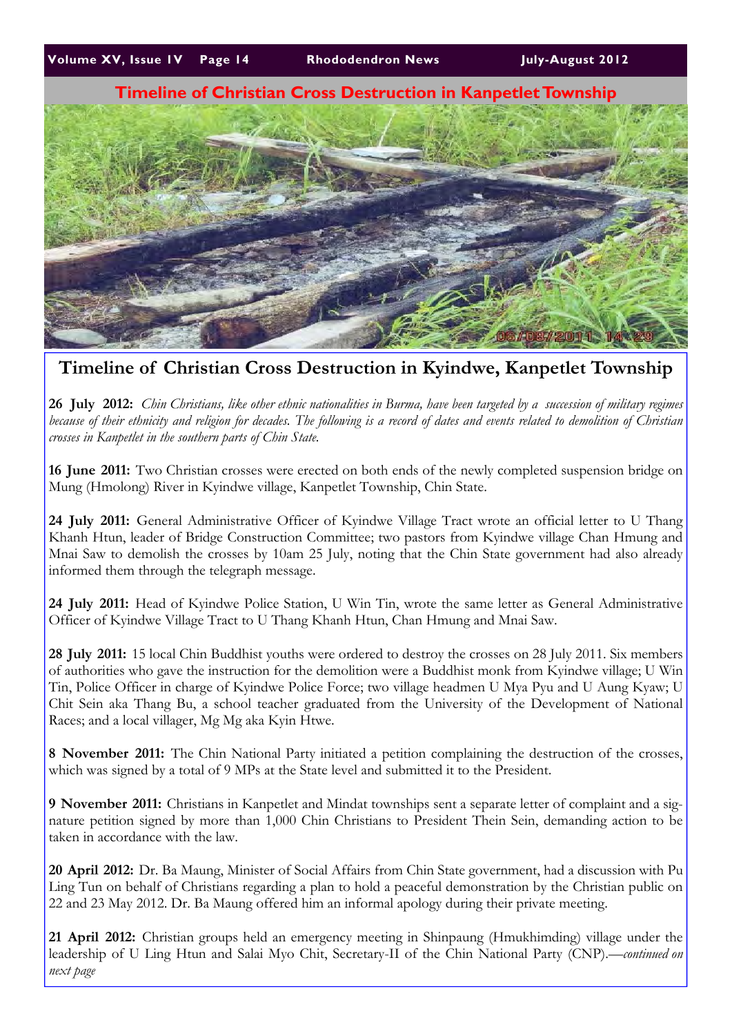## Timeline of Christian Cross Destruction in Kanpetlet Township

# Timeline of Christian Cross Destruction in Kyindwe, Kanpetlet Township

**26 July 2012:** *Chin Christians, like other ethnic nationalities in Burma, have been targeted by a succession of military regimes because of their ethnicity and religion for decades. The following is a record of dates and events related to demolition of Christian crosses in Kanpetlet in the southern parts of Chin State.*

**16 June 2011:** Two Christian crosses were erected on both ends of the newly completed suspension bridge on Mung (Hmolong) River in Kyindwe village, Kanpetlet Township, Chin State.

**24 July 2011:** General Administrative Officer of Kyindwe Village Tract wrote an official letter to U Thang Khanh Htun, leader of Bridge Construction Committee; two pastors from Kyindwe village Chan Hmung and Mnai Saw to demolish the crosses by 10am 25 July, noting that the Chin State government had also already informed them through the telegraph message.

**24 July 2011:** Head of Kyindwe Police Station, U Win Tin, wrote the same letter as General Administrative Officer of Kyindwe Village Tract to U Thang Khanh Htun, Chan Hmung and Mnai Saw.

**28 July 2011:** 15 local Chin Buddhist youths were ordered to destroy the crosses on 28 July 2011. Six members of authorities who gave the instruction for the demolition were a Buddhist monk from Kyindwe village; U Win Tin, Police Officer in charge of Kyindwe Police Force; two village headmen U Mya Pyu and U Aung Kyaw; U Chit Sein aka Thang Bu, a school teacher graduated from the University of the Development of National Races; and a local villager, Mg Mg aka Kyin Htwe.

**8 November 2011:** The Chin National Party initiated a petition complaining the destruction of the crosses, which was signed by a total of 9 MPs at the State level and submitted it to the President.

**9 November 2011:** Christians in Kanpetlet and Mindat townships sent a separate letter of complaint and a signature petition signed by more than 1,000 Chin Christians to President Thein Sein, demanding action to be taken in accordance with the law.

**20 April 2012:** Dr. Ba Maung, Minister of Social Affairs from Chin State government, had a discussion with Pu Ling Tun on behalf of Christians regarding a plan to hold a peaceful demonstration by the Christian public on 22 and 23 May 2012. Dr. Ba Maung offered him an informal apology during their private meeting.

**21 April 2012:** Christian groups held an emergency meeting in Shinpaung (Hmukhimding) village under the leadership of U Ling Htun and Salai Myo Chit, Secretary-II of the Chin National Party (CNP).—*continued on next page*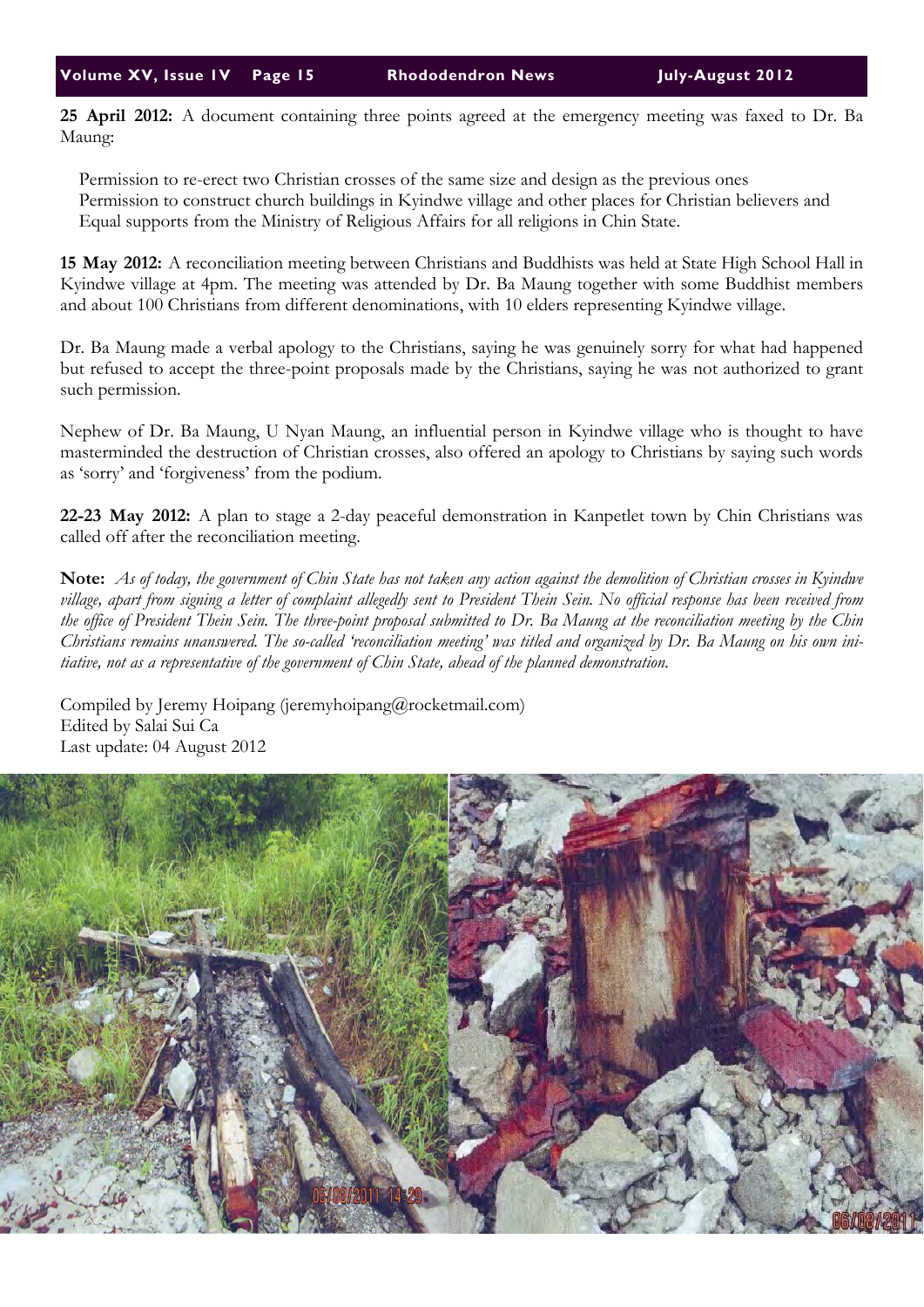**25 April 2012:** A document containing three points agreed at the emergency meeting was faxed to Dr. Ba Maung:

Permission to re-erect two Christian crosses of the same size and design as the previous ones
Permission to construct church buildings in Kyindwe village and other places for Christian believers and
Equal supports from the Ministry of Religious Affairs for all religions in Chin State.

**15 May 2012:** A reconciliation meeting between Christians and Buddhists was held at State High School Hall in Kyindwe village at 4pm. The meeting was attended by Dr. Ba Maung together with some Buddhist members and about 100 Christians from different denominations, with 10 elders representing Kyindwe village.

Dr. Ba Maung made a verbal apology to the Christians, saying he was genuinely sorry for what had happened but refused to accept the three-point proposals made by the Christians, saying he was not authorized to grant such permission.

Nephew of Dr. Ba Maung, U Nyan Maung, an influential person in Kyindwe village who is thought to have masterminded the destruction of Christian crosses, also offered an apology to Christians by saying such words as 'sorry' and 'forgiveness' from the podium.

**22-23 May 2012:** A plan to stage a 2-day peaceful demonstration in Kanpetlet town by Chin Christians was called off after the reconciliation meeting.

**Note:** *As of today, the government of Chin State has not taken any action against the demolition of Christian crosses in Kyindwe village, apart from signing a letter of complaint allegedly sent to President Thein Sein. No official response has been received from the office of President Thein Sein. The three-point proposal submitted to Dr. Ba Maung at the reconciliation meeting by the Chin Christians remains unanswered. The so-called 'reconciliation meeting' was titled and organized by Dr. Ba Maung on his own initiative, not as a representative of the government of Chin State, ahead of the planned demonstration.*

Compiled by Jeremy Hoipang (jeremyhoipang@rocketmail.com)
Edited by Salai Sui Ca
Last update: 04 August 2012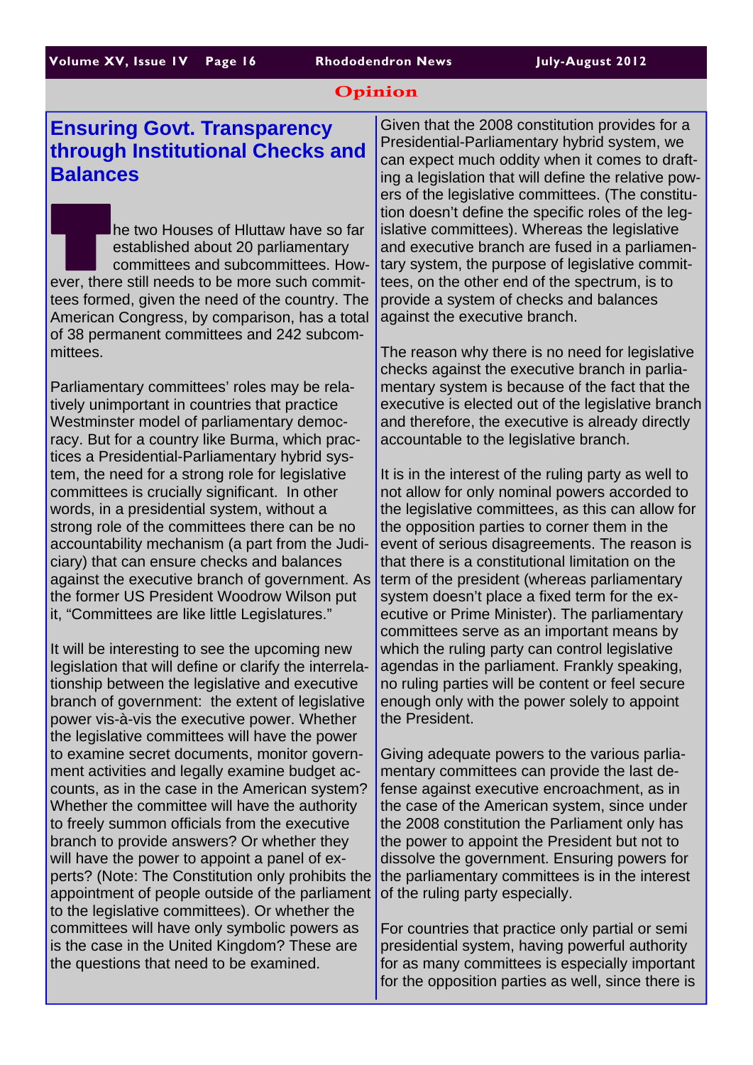Opinion

## Ensuring Govt. Transparency through Institutional Checks and Balances

The two Houses of Hluttaw have so far established about 20 parliamentary committees and subcommittees. However, there still needs to be more such committees formed, given the need of the country. The American Congress, by comparison, has a total of 38 permanent committees and 242 subcommittees.

Parliamentary committees' roles may be relatively unimportant in countries that practice Westminster model of parliamentary democracy. But for a country like Burma, which practices a Presidential-Parliamentary hybrid system, the need for a strong role for legislative committees is crucially significant. In other words, in a presidential system, without a strong role of the committees there can be no accountability mechanism (a part from the Judiciary) that can ensure checks and balances against the executive branch of government. As the former US President Woodrow Wilson put it, "Committees are like little Legislatures."

It will be interesting to see the upcoming new legislation that will define or clarify the interrelationship between the legislative and executive branch of government: the extent of legislative power vis-à-vis the executive power. Whether the legislative committees will have the power to examine secret documents, monitor government activities and legally examine budget accounts, as in the case in the American system? Whether the committee will have the authority to freely summon officials from the executive branch to provide answers? Or whether they will have the power to appoint a panel of experts? (Note: The Constitution only prohibits the appointment of people outside of the parliament to the legislative committees). Or whether the committees will have only symbolic powers as is the case in the United Kingdom? These are the questions that need to be examined.

Given that the 2008 constitution provides for a Presidential-Parliamentary hybrid system, we can expect much oddity when it comes to drafting a legislation that will define the relative powers of the legislative committees. (The constitution doesn't define the specific roles of the legislative committees). Whereas the legislative and executive branch are fused in a parliamentary system, the purpose of legislative committees, on the other end of the spectrum, is to provide a system of checks and balances against the executive branch.

The reason why there is no need for legislative checks against the executive branch in parliamentary system is because of the fact that the executive is elected out of the legislative branch and therefore, the executive is already directly accountable to the legislative branch.

It is in the interest of the ruling party as well to not allow for only nominal powers accorded to the legislative committees, as this can allow for the opposition parties to corner them in the event of serious disagreements. The reason is that there is a constitutional limitation on the term of the president (whereas parliamentary system doesn't place a fixed term for the executive or Prime Minister). The parliamentary committees serve as an important means by which the ruling party can control legislative agendas in the parliament. Frankly speaking, no ruling parties will be content or feel secure enough only with the power solely to appoint the President.

Giving adequate powers to the various parliamentary committees can provide the last defense against executive encroachment, as in the case of the American system, since under the 2008 constitution the Parliament only has the power to appoint the President but not to dissolve the government. Ensuring powers for the parliamentary committees is in the interest of the ruling party especially.

For countries that practice only partial or semi presidential system, having powerful authority for as many committees is especially important for the opposition parties as well, since there is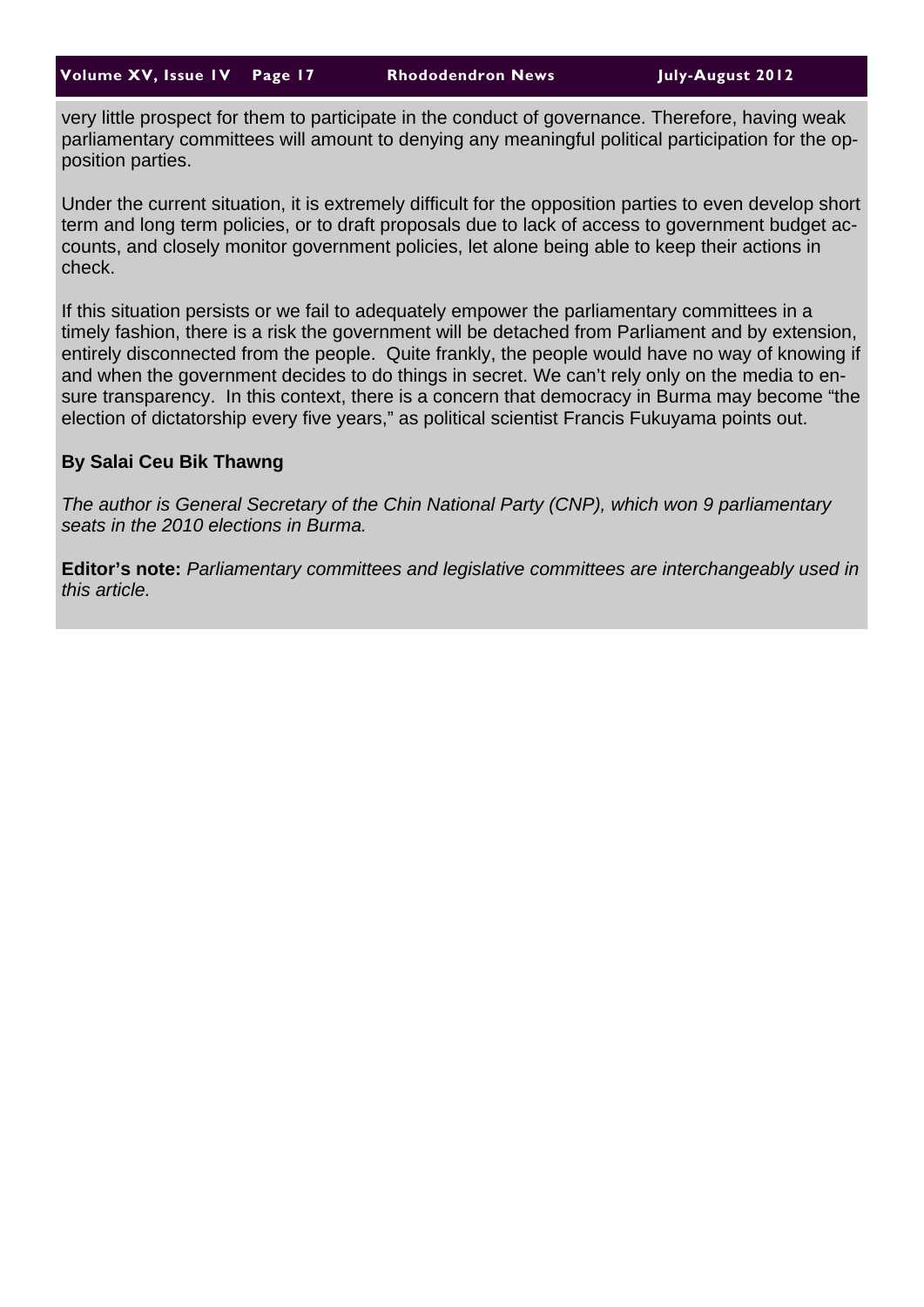very little prospect for them to participate in the conduct of governance. Therefore, having weak parliamentary committees will amount to denying any meaningful political participation for the opposition parties.

Under the current situation, it is extremely difficult for the opposition parties to even develop short term and long term policies, or to draft proposals due to lack of access to government budget accounts, and closely monitor government policies, let alone being able to keep their actions in check.

If this situation persists or we fail to adequately empower the parliamentary committees in a timely fashion, there is a risk the government will be detached from Parliament and by extension, entirely disconnected from the people. Quite frankly, the people would have no way of knowing if and when the government decides to do things in secret. We can't rely only on the media to ensure transparency. In this context, there is a concern that democracy in Burma may become "the election of dictatorship every five years," as political scientist Francis Fukuyama points out.

**By Salai Ceu Bik Thawng**

*The author is General Secretary of the Chin National Party (CNP), which won 9 parliamentary seats in the 2010 elections in Burma.*

**Editor's note:** *Parliamentary committees and legislative committees are interchangeably used in this article.*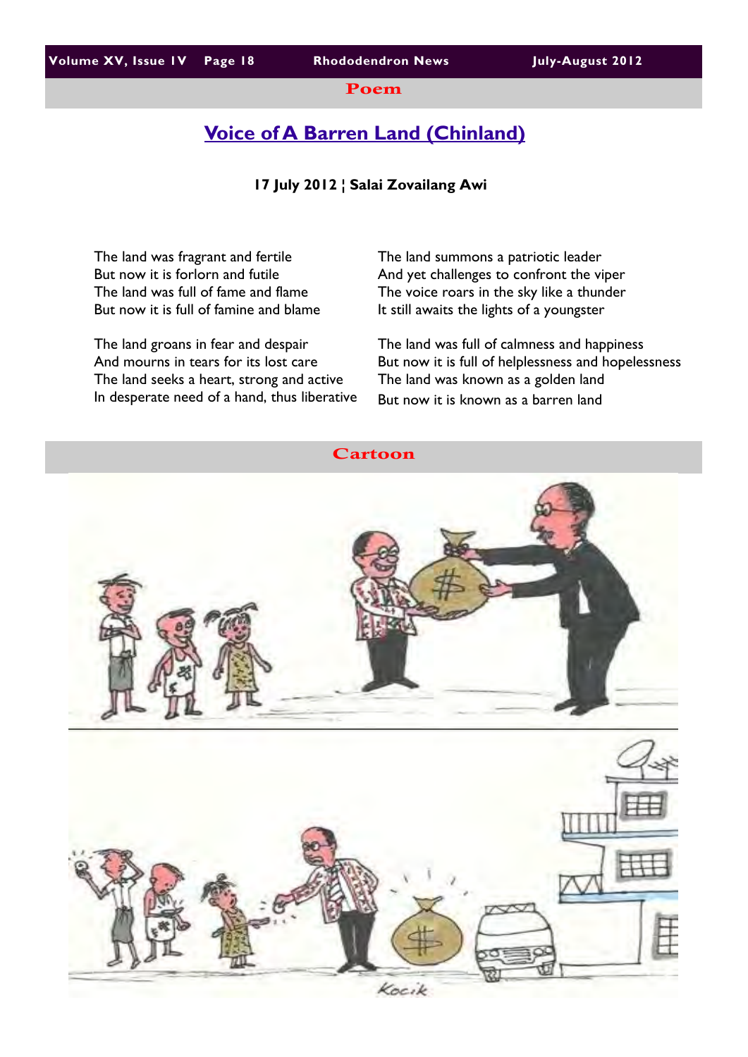## Poem

# Voice of A Barren Land (Chinland)

**17 July 2012 ¦ Salai Zovailang Awi**

The land was fragrant and fertile
But now it is forlorn and futile
The land was full of fame and flame
But now it is full of famine and blame

The land groans in fear and despair
And mourns in tears for its lost care
The land seeks a heart, strong and active
In desperate need of a hand, thus liberative

The land summons a patriotic leader
And yet challenges to confront the viper
The voice roars in the sky like a thunder
It still awaits the lights of a youngster

The land was full of calmness and happiness
But now it is full of helplessness and hopelessness
The land was known as a golden land
But now it is known as a barren land

## Cartoon